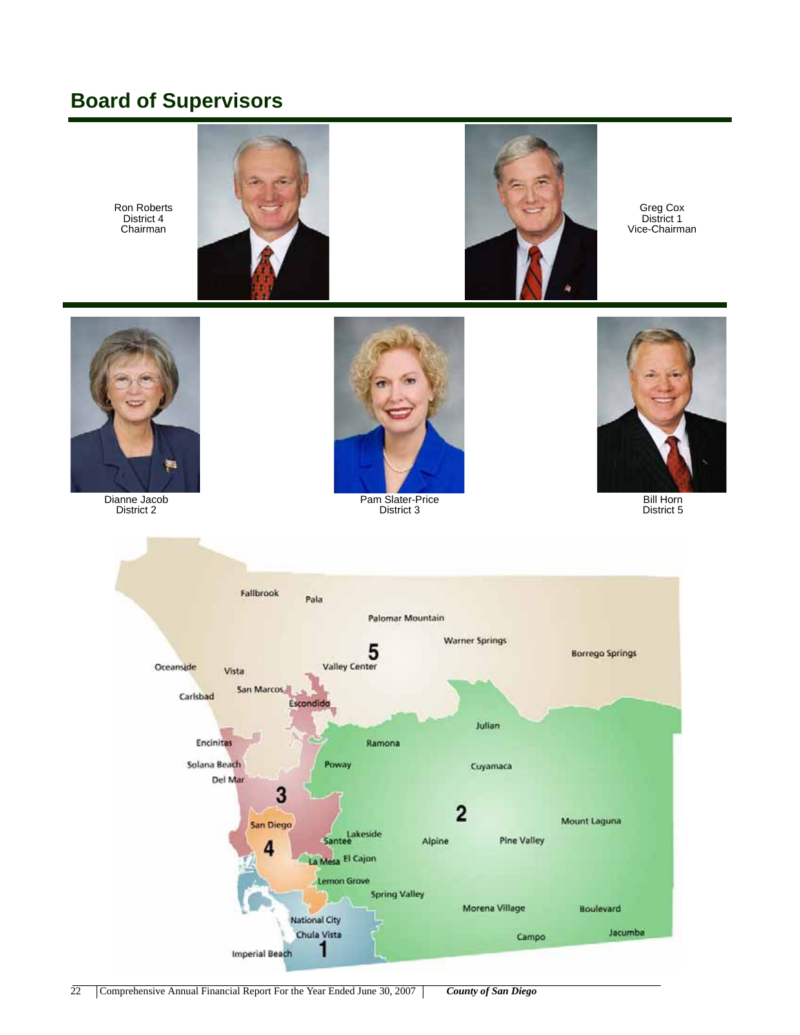## Board of Supervisors

Ron Roberts
District 4
Chairman

Greg Cox
District 1
Vice-Chairman

Dianne Jacob
District 2

Pam Slater-Price
District 3

Bill Horn
District 5

Fallbrook
Pala
Palomar Mountain
Warner Springs
Borrego Springs
5
Valley Center
Oceanside
Vista
San Marcos
Carlsbad
Escondido
Julian
Encinitas
Ramona
Solana Beach
Poway
Cuyamaca
Del Mar
3
2
Mount Laguna
San Diego
4
Lakeside
Santee
Alpine
Pine Valley
La Mesa
El Cajon
Lemon Grove
Spring Valley
Morena Village
Boulevard
National City
Chula Vista
Campo
Jacumba
Imperial Beach
1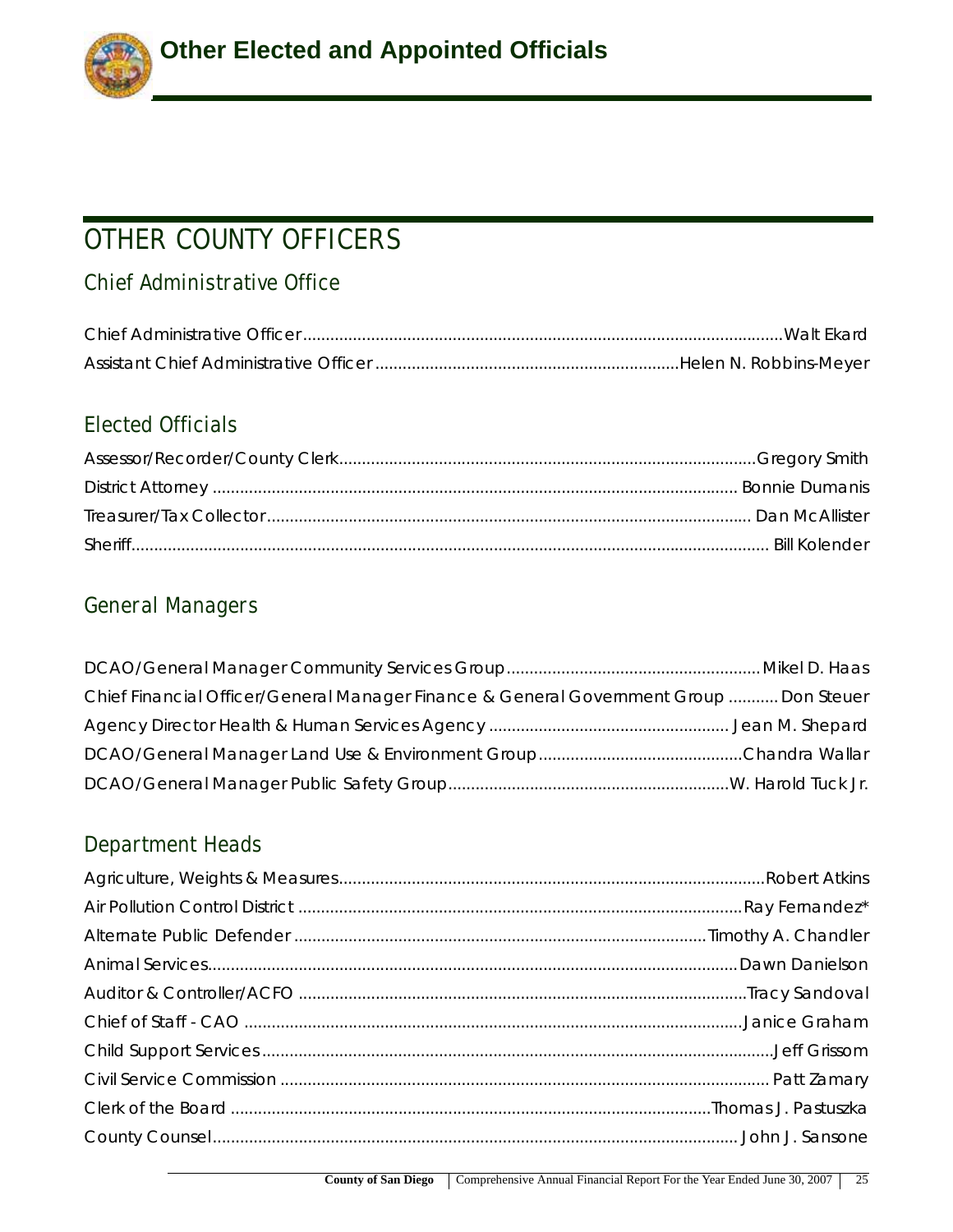# Other Elected and Appointed Officials

## OTHER COUNTY OFFICERS

### Chief Administrative Office

Chief Administrative Officer........................................................................................................Walt Ekard
Assistant Chief Administrative Officer ..................................................................Helen N. Robbins-Meyer

### Elected Officials

Assessor/Recorder/County Clerk..........................................................................................Gregory Smith
District Attorney ................................................................................................................. Bonnie Dumanis
Treasurer/Tax Collector......................................................................................................... Dan McAllister
Sheriff........................................................................................................................................ Bill Kolender

### General Managers

DCAO/General Manager Community Services Group.......................................................Mikel D. Haas
Chief Financial Officer/General Manager Finance & General Government Group ........... Don Steuer
Agency Director Health & Human Services Agency .................................................... Jean M. Shepard
DCAO/General Manager Land Use & Environment Group............................................Chandra Wallar
DCAO/General Manager Public Safety Group.............................................................W. Harold Tuck Jr.

### Department Heads

Agriculture, Weights & Measures............................................................................................Robert Atkins
Air Pollution Control District ................................................................................................Ray Fernandez*
Alternate Public Defender .........................................................................................Timothy A. Chandler
Animal Services...................................................................................................................Dawn Danielson
Auditor & Controller/ACFO .................................................................................................Tracy Sandoval
Chief of Staff - CAO ............................................................................................................Janice Graham
Child Support Services...............................................................................................................Jeff Grissom
Civil Service Commission .......................................................................................................... Patt Zamary
Clerk of the Board ........................................................................................................Thomas J. Pastuszka
County Counsel.................................................................................................................. John J. Sansone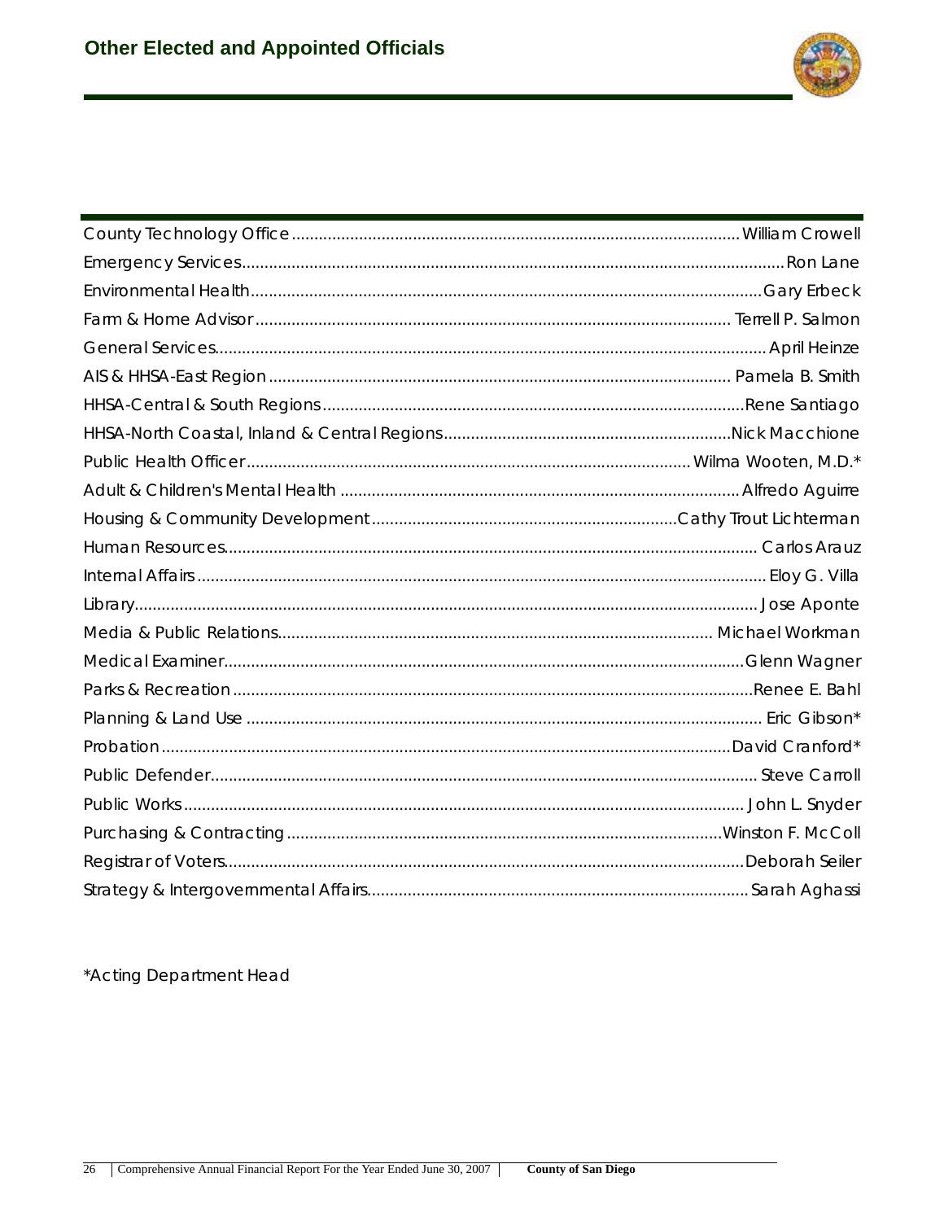# Other Elected and Appointed Officials

| | |
|---|---|
| County Technology Office | William Crowell |
| Emergency Services | Ron Lane |
| Environmental Health | Gary Erbeck |
| Farm & Home Advisor | Terrell P. Salmon |
| General Services | April Heinze |
| AIS & HHSA-East Region | Pamela B. Smith |
| HHSA-Central & South Regions | Rene Santiago |
| HHSA-North Coastal, Inland & Central Regions | Nick Macchione |
| Public Health Officer | Wilma Wooten, M.D.* |
| Adult & Children's Mental Health | Alfredo Aguirre |
| Housing & Community Development | Cathy Trout Lichterman |
| Human Resources | Carlos Arauz |
| Internal Affairs | Eloy G. Villa |
| Library | Jose Aponte |
| Media & Public Relations | Michael Workman |
| Medical Examiner | Glenn Wagner |
| Parks & Recreation | Renee E. Bahl |
| Planning & Land Use | Eric Gibson* |
| Probation | David Cranford* |
| Public Defender | Steve Carroll |
| Public Works | John L. Snyder |
| Purchasing & Contracting | Winston F. McColl |
| Registrar of Voters | Deborah Seiler |
| Strategy & Intergovernmental Affairs | Sarah Aghassi |

*Acting Department Head